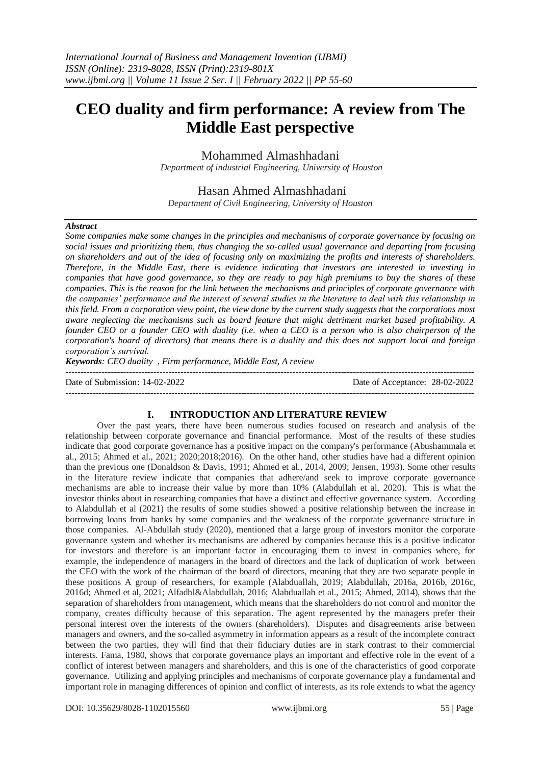# CEO duality and firm performance: A review from The Middle East perspective

Mohammed Almashhadani

*Department of industrial Engineering, University of Houston*

Hasan Ahmed Almashhadani

*Department of Civil Engineering, University of Houston*

***Abstract***

*Some companies make some changes in the principles and mechanisms of corporate governance by focusing on social issues and prioritizing them, thus changing the so-called usual governance and departing from focusing on shareholders and out of the idea of focusing only on maximizing the profits and interests of shareholders. Therefore, in the Middle East, there is evidence indicating that investors are interested in investing in companies that have good governance, so they are ready to pay high premiums to buy the shares of these companies. This is the reason for the link between the mechanisms and principles of corporate governance with the companies' performance and the interest of several studies in the literature to deal with this relationship in this field. From a corporation view point, the view done by the current study suggests that the corporations most aware neglecting the mechanisms such as board feature that might detriment market based profitability. A founder CEO or a founder CEO with duality (i.e. when a CEO is a person who is also chairperson of the corporation's board of directors) that means there is a duality and this does not support local and foreign corporation's survival.*

***Keywords****: CEO duality , Firm performance, Middle East, A review*

Date of Submission: 14-02-2022 | Date of Acceptance: 28-02-2022

## I. INTRODUCTION AND LITERATURE REVIEW

Over the past years, there have been numerous studies focused on research and analysis of the relationship between corporate governance and financial performance. Most of the results of these studies indicate that good corporate governance has a positive impact on the company's performance (Abushammala et al., 2015; Ahmed et al., 2021; 2020;2018;2016). On the other hand, other studies have had a different opinion than the previous one (Donaldson & Davis, 1991; Ahmed et al., 2014, 2009; Jensen, 1993). Some other results in the literature review indicate that companies that adhere/and seek to improve corporate governance mechanisms are able to increase their value by more than 10% (Alabdullah et al, 2020). This is what the investor thinks about in researching companies that have a distinct and effective governance system. According to Alabdullah et al (2021) the results of some studies showed a positive relationship between the increase in borrowing loans from banks by some companies and the weakness of the corporate governance structure in those companies. Al-Abdullah study (2020), mentioned that a large group of investors monitor the corporate governance system and whether its mechanisms are adhered by companies because this is a positive indicator for investors and therefore is an important factor in encouraging them to invest in companies where, for example, the independence of managers in the board of directors and the lack of duplication of work between the CEO with the work of the chairman of the board of directors, meaning that they are two separate people in these positions A group of researchers, for example (Alabduallah, 2019; Alabdullah, 2016a, 2016b, 2016c, 2016d; Ahmed et al, 2021; Alfadhl&Alabdullah, 2016; Alabduallah et al., 2015; Ahmed, 2014), shows that the separation of shareholders from management, which means that the shareholders do not control and monitor the company, creates difficulty because of this separation. The agent represented by the managers prefer their personal interest over the interests of the owners (shareholders). Disputes and disagreements arise between managers and owners, and the so-called asymmetry in information appears as a result of the incomplete contract between the two parties, they will find that their fiduciary duties are in stark contrast to their commercial interests. Fama, 1980, shows that corporate governance plays an important and effective role in the event of a conflict of interest between managers and shareholders, and this is one of the characteristics of good corporate governance. Utilizing and applying principles and mechanisms of corporate governance play a fundamental and important role in managing differences of opinion and conflict of interests, as its role extends to what the agency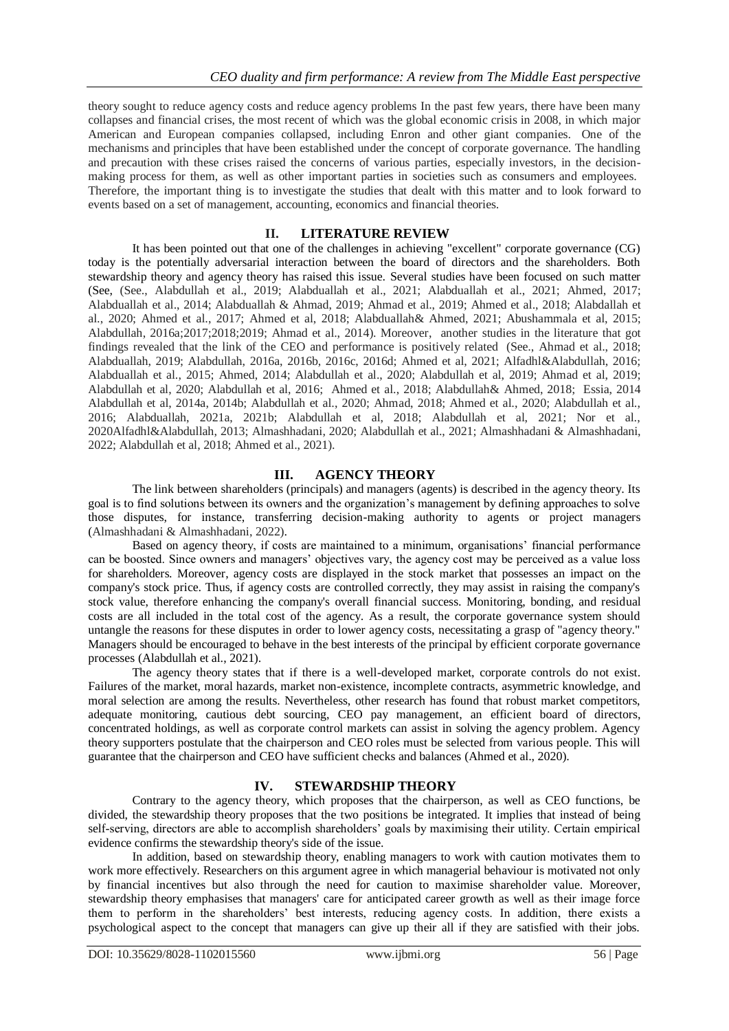theory sought to reduce agency costs and reduce agency problems In the past few years, there have been many collapses and financial crises, the most recent of which was the global economic crisis in 2008, in which major American and European companies collapsed, including Enron and other giant companies. One of the mechanisms and principles that have been established under the concept of corporate governance. The handling and precaution with these crises raised the concerns of various parties, especially investors, in the decision-making process for them, as well as other important parties in societies such as consumers and employees. Therefore, the important thing is to investigate the studies that dealt with this matter and to look forward to events based on a set of management, accounting, economics and financial theories.

## II. LITERATURE REVIEW

It has been pointed out that one of the challenges in achieving "excellent" corporate governance (CG) today is the potentially adversarial interaction between the board of directors and the shareholders. Both stewardship theory and agency theory has raised this issue. Several studies have been focused on such matter (See, (See., Alabdullah et al., 2019; Alabduallah et al., 2021; Alabduallah et al., 2021; Ahmed, 2017; Alabduallah et al., 2014; Alabduallah & Ahmad, 2019; Ahmad et al., 2019; Ahmed et al., 2018; Alabdallah et al., 2020; Ahmed et al., 2017; Ahmed et al, 2018; Alabduallah& Ahmed, 2021; Abushammala et al, 2015; Alabdullah, 2016a;2017;2018;2019; Ahmad et al., 2014). Moreover, another studies in the literature that got findings revealed that the link of the CEO and performance is positively related (See., Ahmad et al., 2018; Alabduallah, 2019; Alabdullah, 2016a, 2016b, 2016c, 2016d; Ahmed et al, 2021; Alfadhl&Alabdullah, 2016; Alabduallah et al., 2015; Ahmed, 2014; Alabdullah et al., 2020; Alabdullah et al, 2019; Ahmad et al, 2019; Alabdullah et al, 2020; Alabdullah et al, 2016; Ahmed et al., 2018; Alabdullah& Ahmed, 2018; Essia, 2014 Alabdullah et al, 2014a, 2014b; Alabdullah et al., 2020; Ahmad, 2018; Ahmed et al., 2020; Alabdullah et al., 2016; Alabduallah, 2021a, 2021b; Alabdullah et al, 2018; Alabdullah et al, 2021; Nor et al., 2020Alfadhl&Alabdullah, 2013; Almashhadani, 2020; Alabdullah et al., 2021; Almashhadani & Almashhadani, 2022; Alabdullah et al, 2018; Ahmed et al., 2021).

## III. AGENCY THEORY

The link between shareholders (principals) and managers (agents) is described in the agency theory. Its goal is to find solutions between its owners and the organization's management by defining approaches to solve those disputes, for instance, transferring decision-making authority to agents or project managers (Almashhadani & Almashhadani, 2022).

Based on agency theory, if costs are maintained to a minimum, organisations' financial performance can be boosted. Since owners and managers' objectives vary, the agency cost may be perceived as a value loss for shareholders. Moreover, agency costs are displayed in the stock market that possesses an impact on the company's stock price. Thus, if agency costs are controlled correctly, they may assist in raising the company's stock value, therefore enhancing the company's overall financial success. Monitoring, bonding, and residual costs are all included in the total cost of the agency. As a result, the corporate governance system should untangle the reasons for these disputes in order to lower agency costs, necessitating a grasp of "agency theory." Managers should be encouraged to behave in the best interests of the principal by efficient corporate governance processes (Alabdullah et al., 2021).

The agency theory states that if there is a well-developed market, corporate controls do not exist. Failures of the market, moral hazards, market non-existence, incomplete contracts, asymmetric knowledge, and moral selection are among the results. Nevertheless, other research has found that robust market competitors, adequate monitoring, cautious debt sourcing, CEO pay management, an efficient board of directors, concentrated holdings, as well as corporate control markets can assist in solving the agency problem. Agency theory supporters postulate that the chairperson and CEO roles must be selected from various people. This will guarantee that the chairperson and CEO have sufficient checks and balances (Ahmed et al., 2020).

## IV. STEWARDSHIP THEORY

Contrary to the agency theory, which proposes that the chairperson, as well as CEO functions, be divided, the stewardship theory proposes that the two positions be integrated. It implies that instead of being self-serving, directors are able to accomplish shareholders' goals by maximising their utility. Certain empirical evidence confirms the stewardship theory's side of the issue.

In addition, based on stewardship theory, enabling managers to work with caution motivates them to work more effectively. Researchers on this argument agree in which managerial behaviour is motivated not only by financial incentives but also through the need for caution to maximise shareholder value. Moreover, stewardship theory emphasises that managers' care for anticipated career growth as well as their image force them to perform in the shareholders' best interests, reducing agency costs. In addition, there exists a psychological aspect to the concept that managers can give up their all if they are satisfied with their jobs.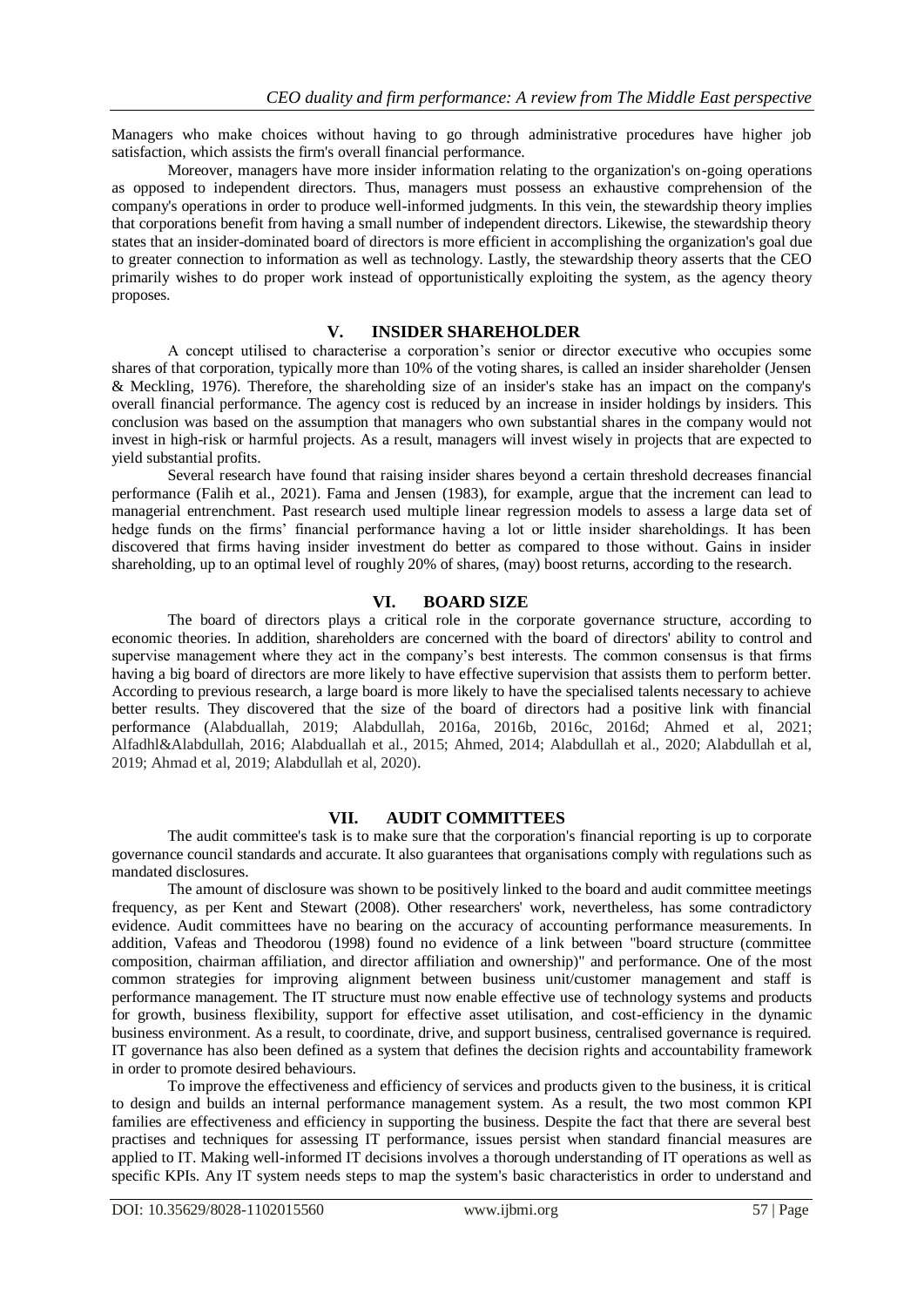Managers who make choices without having to go through administrative procedures have higher job satisfaction, which assists the firm's overall financial performance.

Moreover, managers have more insider information relating to the organization's on-going operations as opposed to independent directors. Thus, managers must possess an exhaustive comprehension of the company's operations in order to produce well-informed judgments. In this vein, the stewardship theory implies that corporations benefit from having a small number of independent directors. Likewise, the stewardship theory states that an insider-dominated board of directors is more efficient in accomplishing the organization's goal due to greater connection to information as well as technology. Lastly, the stewardship theory asserts that the CEO primarily wishes to do proper work instead of opportunistically exploiting the system, as the agency theory proposes.

## V. INSIDER SHAREHOLDER

A concept utilised to characterise a corporation's senior or director executive who occupies some shares of that corporation, typically more than 10% of the voting shares, is called an insider shareholder (Jensen & Meckling, 1976). Therefore, the shareholding size of an insider's stake has an impact on the company's overall financial performance. The agency cost is reduced by an increase in insider holdings by insiders. This conclusion was based on the assumption that managers who own substantial shares in the company would not invest in high-risk or harmful projects. As a result, managers will invest wisely in projects that are expected to yield substantial profits.

Several research have found that raising insider shares beyond a certain threshold decreases financial performance (Falih et al., 2021). Fama and Jensen (1983), for example, argue that the increment can lead to managerial entrenchment. Past research used multiple linear regression models to assess a large data set of hedge funds on the firms' financial performance having a lot or little insider shareholdings. It has been discovered that firms having insider investment do better as compared to those without. Gains in insider shareholding, up to an optimal level of roughly 20% of shares, (may) boost returns, according to the research.

## VI. BOARD SIZE

The board of directors plays a critical role in the corporate governance structure, according to economic theories. In addition, shareholders are concerned with the board of directors' ability to control and supervise management where they act in the company's best interests. The common consensus is that firms having a big board of directors are more likely to have effective supervision that assists them to perform better. According to previous research, a large board is more likely to have the specialised talents necessary to achieve better results. They discovered that the size of the board of directors had a positive link with financial performance (Alabduallah, 2019; Alabdullah, 2016a, 2016b, 2016c, 2016d; Ahmed et al, 2021; Alfadhl&Alabdullah, 2016; Alabduallah et al., 2015; Ahmed, 2014; Alabdullah et al., 2020; Alabdullah et al, 2019; Ahmad et al, 2019; Alabdullah et al, 2020).

## VII. AUDIT COMMITTEES

The audit committee's task is to make sure that the corporation's financial reporting is up to corporate governance council standards and accurate. It also guarantees that organisations comply with regulations such as mandated disclosures.

The amount of disclosure was shown to be positively linked to the board and audit committee meetings frequency, as per Kent and Stewart (2008). Other researchers' work, nevertheless, has some contradictory evidence. Audit committees have no bearing on the accuracy of accounting performance measurements. In addition, Vafeas and Theodorou (1998) found no evidence of a link between "board structure (committee composition, chairman affiliation, and director affiliation and ownership)" and performance. One of the most common strategies for improving alignment between business unit/customer management and staff is performance management. The IT structure must now enable effective use of technology systems and products for growth, business flexibility, support for effective asset utilisation, and cost-efficiency in the dynamic business environment. As a result, to coordinate, drive, and support business, centralised governance is required. IT governance has also been defined as a system that defines the decision rights and accountability framework in order to promote desired behaviours.

To improve the effectiveness and efficiency of services and products given to the business, it is critical to design and builds an internal performance management system. As a result, the two most common KPI families are effectiveness and efficiency in supporting the business. Despite the fact that there are several best practises and techniques for assessing IT performance, issues persist when standard financial measures are applied to IT. Making well-informed IT decisions involves a thorough understanding of IT operations as well as specific KPIs. Any IT system needs steps to map the system's basic characteristics in order to understand and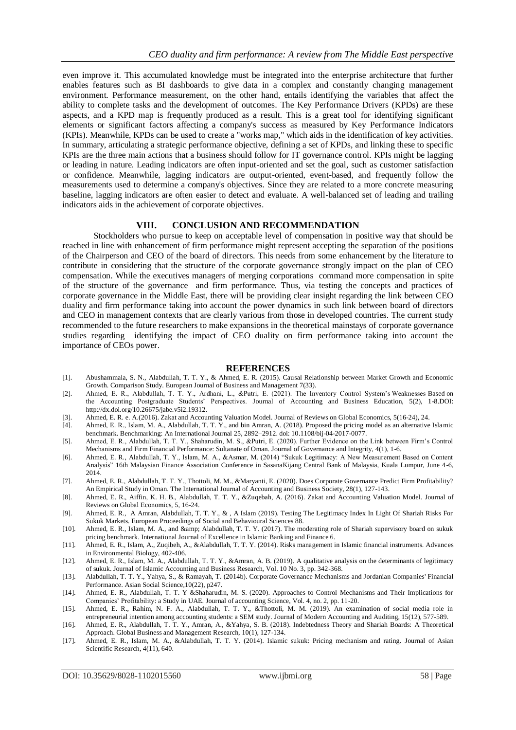even improve it. This accumulated knowledge must be integrated into the enterprise architecture that further enables features such as BI dashboards to give data in a complex and constantly changing management environment. Performance measurement, on the other hand, entails identifying the variables that affect the ability to complete tasks and the development of outcomes. The Key Performance Drivers (KPDs) are these aspects, and a KPD map is frequently produced as a result. This is a great tool for identifying significant elements or significant factors affecting a company's success as measured by Key Performance Indicators (KPIs). Meanwhile, KPDs can be used to create a "works map," which aids in the identification of key activities. In summary, articulating a strategic performance objective, defining a set of KPDs, and linking these to specific KPIs are the three main actions that a business should follow for IT governance control. KPIs might be lagging or leading in nature. Leading indicators are often input-oriented and set the goal, such as customer satisfaction or confidence. Meanwhile, lagging indicators are output-oriented, event-based, and frequently follow the measurements used to determine a company's objectives. Since they are related to a more concrete measuring baseline, lagging indicators are often easier to detect and evaluate. A well-balanced set of leading and trailing indicators aids in the achievement of corporate objectives.

## VIII. CONCLUSION AND RECOMMENDATION

Stockholders who pursue to keep on acceptable level of compensation in positive way that should be reached in line with enhancement of firm performance might represent accepting the separation of the positions of the Chairperson and CEO of the board of directors. This needs from some enhancement by the literature to contribute in considering that the structure of the corporate governance strongly impact on the plan of CEO compensation. While the executives managers of merging corporations command more compensation in spite of the structure of the governance and firm performance. Thus, via testing the concepts and practices of corporate governance in the Middle East, there will be providing clear insight regarding the link between CEO duality and firm performance taking into account the power dynamics in such link between board of directors and CEO in management contexts that are clearly various from those in developed countries. The current study recommended to the future researchers to make expansions in the theoretical mainstays of corporate governance studies regarding identifying the impact of CEO duality on firm performance taking into account the importance of CEOs power.

## REFERENCES

[1]. Abushammala, S. N., Alabdullah, T. T. Y., & Ahmed, E. R. (2015). Causal Relationship between Market Growth and Economic Growth. Comparison Study. European Journal of Business and Management 7(33).

[2]. Ahmed, E. R., Alabdullah, T. T. Y., Ardhani, L., &Putri, E. (2021). The Inventory Control System's Weaknesses Based on the Accounting Postgraduate Students' Perspectives. Journal of Accounting and Business Education, 5(2), 1-8.DOI: http://dx.doi.org/10.26675/jabe.v5i2.19312.

[3]. Ahmed, E. R. e. A.(2016). Zakat and Accounting Valuation Model. Journal of Reviews on Global Economics, 5(16-24), 24.

[4]. Ahmed, E. R., Islam, M. A., Alabdullah, T. T. Y., and bin Amran, A. (2018). Proposed the pricing model as an alternative Islamic benchmark. Benchmarking: An International Journal 25, 2892–2912. doi: 10.1108/bij-04-2017-0077.

[5]. Ahmed, E. R., Alabdullah, T. T. Y., Shaharudin, M. S., &Putri, E. (2020). Further Evidence on the Link between Firm's Control Mechanisms and Firm Financial Performance: Sultanate of Oman. Journal of Governance and Integrity, 4(1), 1-6.

[6]. Ahmed, E. R., Alabdullah, T. Y., Islam, M. A., &Asmar, M. (2014) "Sukuk Legitimacy: A New Measurement Based on Content Analysis" 16th Malaysian Finance Association Conference in SasanaKijang Central Bank of Malaysia, Kuala Lumpur, June 4-6, 2014.

[7]. Ahmed, E. R., Alabdullah, T. T. Y., Thottoli, M. M., &Maryanti, E. (2020). Does Corporate Governance Predict Firm Profitability? An Empirical Study in Oman. The International Journal of Accounting and Business Society, 28(1), 127-143.

[8]. Ahmed, E. R., Aiffin, K. H. B., Alabdullah, T. T. Y., &Zuqebah, A. (2016). Zakat and Accounting Valuation Model. Journal of Reviews on Global Economics, 5, 16-24.

[9]. Ahmed, E. R., A Amran, Alabdullah, T. T. Y., & , A Islam (2019). Testing The Legitimacy Index In Light Of Shariah Risks For Sukuk Markets. European Proceedings of Social and Behavioural Sciences 88.

[10]. Ahmed, E. R., Islam, M. A., and &amp; Alabdullah, T. T. Y. (2017). The moderating role of Shariah supervisory board on sukuk pricing benchmark. International Journal of Excellence in Islamic Banking and Finance 6.

[11]. Ahmed, E. R., Islam, A., Zuqibeh, A., &Alabdullah, T. T. Y. (2014). Risks management in Islamic financial instruments. Advances in Environmental Biology, 402-406.

[12]. Ahmed, E. R., Islam, M. A., Alabdullah, T. T. Y., &Amran, A. B. (2019). A qualitative analysis on the determinants of legitimacy of sukuk. Journal of Islamic Accounting and Business Research, Vol. 10 No. 3, pp. 342-368.

[13]. Alabdullah, T. T. Y., Yahya, S., & Ramayah, T. (2014b). Corporate Governance Mechanisms and Jordanian Companies' Financial Performance. Asian Social Science,10(22), p247.

[14]. Ahmed, E. R., Alabdullah, T. T. Y &Shaharudin, M. S. (2020). Approaches to Control Mechanisms and Their Implications for Companies' Profitability: a Study in UAE. Journal of accounting Science, Vol. 4, no. 2, pp. 11-20.

[15]. Ahmed, E. R., Rahim, N. F. A., Alabdullah, T. T. Y., &Thottoli, M. M. (2019). An examination of social media role in entrepreneurial intention among accounting students: a SEM study. Journal of Modern Accounting and Auditing, 15(12), 577-589.

[16]. Ahmed, E. R., Alabdullah, T. T. Y., Amran, A., &Yahya, S. B. (2018). Indebtedness Theory and Shariah Boards: A Theoretical Approach. Global Business and Management Research, 10(1), 127-134.

[17]. Ahmed, E. R., Islam, M. A., &Alabdullah, T. T. Y. (2014). Islamic sukuk: Pricing mechanism and rating. Journal of Asian Scientific Research, 4(11), 640.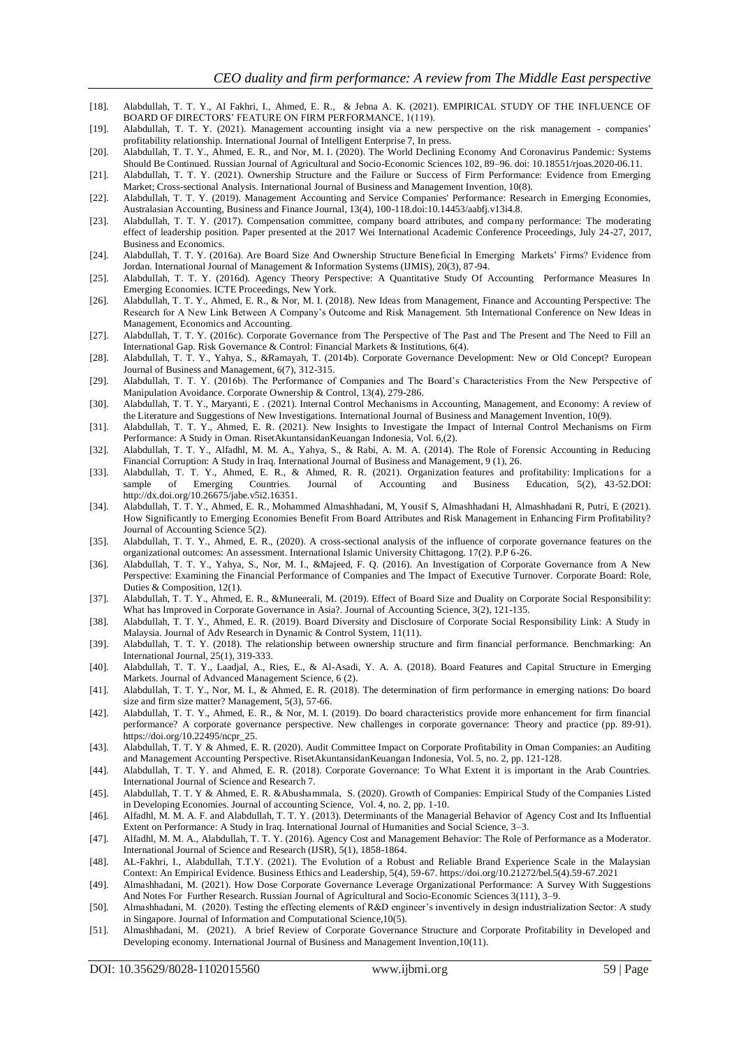[18]. Alabdullah, T. T. Y., Al Fakhri, I., Ahmed, E. R., & Jebna A. K. (2021). EMPIRICAL STUDY OF THE INFLUENCE OF BOARD OF DIRECTORS' FEATURE ON FIRM PERFORMANCE, 1(119).

[19]. Alabdullah, T. T. Y. (2021). Management accounting insight via a new perspective on the risk management - companies' profitability relationship. International Journal of Intelligent Enterprise 7, In press.

[20]. Alabdullah, T. T. Y., Ahmed, E. R., and Nor, M. I. (2020). The World Declining Economy And Coronavirus Pandemic: Systems Should Be Continued. Russian Journal of Agricultural and Socio-Economic Sciences 102, 89–96. doi: 10.18551/rjoas.2020-06.11.

[21]. Alabdullah, T. T. Y. (2021). Ownership Structure and the Failure or Success of Firm Performance: Evidence from Emerging Market; Cross-sectional Analysis. International Journal of Business and Management Invention, 10(8).

[22]. Alabdullah, T. T. Y. (2019). Management Accounting and Service Companies' Performance: Research in Emerging Economies, Australasian Accounting, Business and Finance Journal, 13(4), 100-118.doi:10.14453/aabfj.v13i4.8.

[23]. Alabdullah, T. T. Y. (2017). Compensation committee, company board attributes, and company performance: The moderating effect of leadership position. Paper presented at the 2017 Wei International Academic Conference Proceedings, July 24-27, 2017, Business and Economics.

[24]. Alabdullah, T. T. Y. (2016a). Are Board Size And Ownership Structure Beneficial In Emerging Markets' Firms? Evidence from Jordan. International Journal of Management & Information Systems (IJMIS), 20(3), 87-94.

[25]. Alabdullah, T. T. Y. (2016d). Agency Theory Perspective: A Quantitative Study Of Accounting Performance Measures In Emerging Economies. ICTE Proceedings, New York.

[26]. Alabdullah, T. T. Y., Ahmed, E. R., & Nor, M. I. (2018). New Ideas from Management, Finance and Accounting Perspective: The Research for A New Link Between A Company's Outcome and Risk Management. 5th International Conference on New Ideas in Management, Economics and Accounting.

[27]. Alabdullah, T. T. Y. (2016c). Corporate Governance from The Perspective of The Past and The Present and The Need to Fill an International Gap. Risk Governance & Control: Financial Markets & Institutions, 6(4).

[28]. Alabdullah, T. T. Y., Yahya, S., &Ramayah, T. (2014b). Corporate Governance Development: New or Old Concept? European Journal of Business and Management, 6(7), 312-315.

[29]. Alabdullah, T. T. Y. (2016b). The Performance of Companies and The Board's Characteristics From the New Perspective of Manipulation Avoidance. Corporate Ownership & Control, 13(4), 279-286.

[30]. Alabdullah, T. T. Y., Maryanti, E . (2021). Internal Control Mechanisms in Accounting, Management, and Economy: A review of the Literature and Suggestions of New Investigations. International Journal of Business and Management Invention, 10(9).

[31]. Alabdullah, T. T. Y., Ahmed, E. R. (2021). New Insights to Investigate the Impact of Internal Control Mechanisms on Firm Performance: A Study in Oman. RisetAkuntansidanKeuangan Indonesia, Vol. 6,(2).

[32]. Alabdullah, T. T. Y., Alfadhl, M. M. A., Yahya, S., & Rabi, A. M. A. (2014). The Role of Forensic Accounting in Reducing Financial Corruption: A Study in Iraq. International Journal of Business and Management, 9 (1), 26.

[33]. Alabdullah, T. T. Y., Ahmed, E. R., & Ahmed, R. R. (2021). Organization features and profitability: Implications for a sample of Emerging Countries. Journal of Accounting and Business Education, 5(2), 43-52.DOI: http://dx.doi.org/10.26675/jabe.v5i2.16351.

[34]. Alabdullah, T. T. Y., Ahmed, E. R., Mohammed Almashhadani, M, Yousif S, Almashhadani H, Almashhadani R, Putri, E (2021). How Significantly to Emerging Economies Benefit From Board Attributes and Risk Management in Enhancing Firm Profitability? Journal of Accounting Science 5(2).

[35]. Alabdullah, T. T. Y., Ahmed, E. R., (2020). A cross-sectional analysis of the influence of corporate governance features on the organizational outcomes: An assessment. International Islamic University Chittagong. 17(2). P.P 6-26.

[36]. Alabdullah, T. T. Y., Yahya, S., Nor, M. I., &Majeed, F. Q. (2016). An Investigation of Corporate Governance from A New Perspective: Examining the Financial Performance of Companies and The Impact of Executive Turnover. Corporate Board: Role, Duties & Composition, 12(1).

[37]. Alabdullah, T. T. Y., Ahmed, E. R., &Muneerali, M. (2019). Effect of Board Size and Duality on Corporate Social Responsibility: What has Improved in Corporate Governance in Asia?. Journal of Accounting Science, 3(2), 121-135.

[38]. Alabdullah, T. T. Y., Ahmed, E. R. (2019). Board Diversity and Disclosure of Corporate Social Responsibility Link: A Study in Malaysia. Journal of Adv Research in Dynamic & Control System, 11(11).

[39]. Alabdullah, T. T. Y. (2018). The relationship between ownership structure and firm financial performance. Benchmarking: An International Journal, 25(1), 319-333.

[40]. Alabdullah, T. T. Y., Laadjal, A., Ries, E., & Al-Asadi, Y. A. A. (2018). Board Features and Capital Structure in Emerging Markets. Journal of Advanced Management Science, 6 (2).

[41]. Alabdullah, T. T. Y., Nor, M. I., & Ahmed, E. R. (2018). The determination of firm performance in emerging nations: Do board size and firm size matter? Management, 5(3), 57-66.

[42]. Alabdullah, T. T. Y., Ahmed, E. R., & Nor, M. I. (2019). Do board characteristics provide more enhancement for firm financial performance? A corporate governance perspective. New challenges in corporate governance: Theory and practice (pp. 89-91). https://doi.org/10.22495/ncpr_25.

[43]. Alabdullah, T. T. Y & Ahmed, E. R. (2020). Audit Committee Impact on Corporate Profitability in Oman Companies: an Auditing and Management Accounting Perspective. RisetAkuntansidanKeuangan Indonesia, Vol. 5, no. 2, pp. 121-128.

[44]. Alabdullah, T. T. Y. and Ahmed, E. R. (2018). Corporate Governance: To What Extent it is important in the Arab Countries. International Journal of Science and Research 7.

[45]. Alabdullah, T. T. Y & Ahmed, E. R. &Abushammala, S. (2020). Growth of Companies: Empirical Study of the Companies Listed in Developing Economies. Journal of accounting Science, Vol. 4, no. 2, pp. 1-10.

[46]. Alfadhl, M. M. A. F. and Alabdullah, T. T. Y. (2013). Determinants of the Managerial Behavior of Agency Cost and Its Influential Extent on Performance: A Study in Iraq. International Journal of Humanities and Social Science, 3–3.

[47]. Alfadhl, M. M. A., Alabdullah, T. T. Y. (2016). Agency Cost and Management Behavior: The Role of Performance as a Moderator. International Journal of Science and Research (IJSR), 5(1), 1858-1864.

[48]. AL-Fakhri, I., Alabdullah, T.T.Y. (2021). The Evolution of a Robust and Reliable Brand Experience Scale in the Malaysian Context: An Empirical Evidence. Business Ethics and Leadership, 5(4), 59-67. https://doi.org/10.21272/bel.5(4).59-67.2021

[49]. Almashhadani, M. (2021). How Dose Corporate Governance Leverage Organizational Performance: A Survey With Suggestions And Notes For Further Research. Russian Journal of Agricultural and Socio-Economic Sciences 3(111), 3–9.

[50]. Almashhadani, M. (2020). Testing the effecting elements of R&D engineer's inventively in design industrialization Sector: A study in Singapore. Journal of Information and Computational Science,10(5).

[51]. Almashhadani, M. (2021). A brief Review of Corporate Governance Structure and Corporate Profitability in Developed and Developing economy. International Journal of Business and Management Invention,10(11).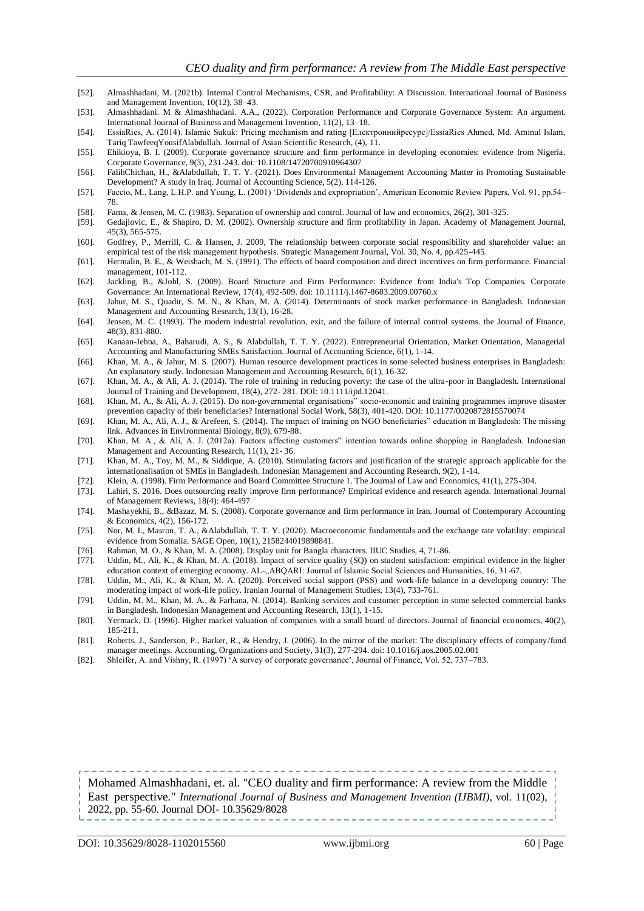[52]. Almashhadani, M. (2021b). Internal Control Mechanisms, CSR, and Profitability: A Discussion. International Journal of Business and Management Invention, 10(12), 38–43.

[53]. Almashhadani. M & Almashhadani. A.A., (2022). Corporation Performance and Corporate Governance System: An argument. International Journal of Business and Management Invention, 11(2), 13–18.

[54]. EssiaRies, A. (2014). Islamic Sukuk: Pricing mechanism and rating [Електроннийресурс]/EssiaRies Ahmed, Md. Aminul Islam, Tariq TawfeeqYousifAlabdullah. Journal of Asian Scientific Research, (4), 11.

[55]. Ehikioya, B. I. (2009). Corporate governance structure and firm performance in developing economies: evidence from Nigeria. Corporate Governance, 9(3), 231-243. doi: 10.1108/14720700910964307

[56]. FalihChichan, H., &Alabdullah, T. T. Y. (2021). Does Environmental Management Accounting Matter in Promoting Sustainable Development? A study in Iraq. Journal of Accounting Science, 5(2), 114-126.

[57]. Faccio, M., Lang, L.H.P. and Young, L. (2001) 'Dividends and expropriation', American Economic Review Papers, Vol. 91, pp.54–78.

[58]. Fama, & Jensen, M. C. (1983). Separation of ownership and control. Journal of law and economics, 26(2), 301-325.

[59]. Gedajlovic, E., & Shapiro, D. M. (2002). Ownership structure and firm profitability in Japan. Academy of Management Journal, 45(3), 565-575.

[60]. Godfrey, P., Merrill, C. & Hansen, J. 2009, The relationship between corporate social responsibility and shareholder value: an empirical test of the risk management hypothesis. Strategic Management Journal, Vol. 30, No. 4, pp.425-445.

[61]. Hermalin, B. E., & Weisbach, M. S. (1991). The effects of board composition and direct incentives on firm performance. Financial management, 101-112.

[62]. Jackling, B., &Johl, S. (2009). Board Structure and Firm Performance: Evidence from India's Top Companies. Corporate Governance: An International Review, 17(4), 492-509. doi: 10.1111/j.1467-8683.2009.00760.x

[63]. Jahur, M. S., Quadir, S. M. N., & Khan, M. A. (2014). Determinants of stock market performance in Bangladesh. Indonesian Management and Accounting Research, 13(1), 16-28.

[64]. Jensen, M. C. (1993). The modern industrial revolution, exit, and the failure of internal control systems. the Journal of Finance, 48(3), 831-880.

[65]. Kanaan-Jebna, A., Baharudi, A. S., & Alabdullah, T. T. Y. (2022). Entrepreneurial Orientation, Market Orientation, Managerial Accounting and Manufacturing SMEs Satisfaction. Journal of Accounting Science, 6(1), 1-14.

[66]. Khan, M. A., & Jahur, M. S. (2007). Human resource development practices in some selected business enterprises in Bangladesh: An explanatory study. Indonesian Management and Accounting Research, 6(1), 16-32.

[67]. Khan, M. A., & Ali, A. J. (2014). The role of training in reducing poverty: the case of the ultra-poor in Bangladesh. International Journal of Training and Development, 18(4), 272- 281. DOI: 10.1111/ijtd.12041.

[68]. Khan, M. A., & Ali, A. J. (2015). Do non-governmental organisations" socio-economic and training programmes improve disaster prevention capacity of their beneficiaries? International Social Work, 58(3), 401-420. DOI: 10.1177/0020872815570074

[69]. Khan, M. A., Ali, A. J., & Arefeen, S. (2014). The impact of training on NGO beneficiaries" education in Bangladesh: The missing link. Advances in Environmental Biology, 8(9), 679-88.

[70]. Khan, M. A., & Ali, A. J. (2012a). Factors affecting customers" intention towards online shopping in Bangladesh. Indonesian Management and Accounting Research, 11(1), 21- 36.

[71]. Khan, M. A., Toy, M. M., & Siddique, A. (2010). Stimulating factors and justification of the strategic approach applicable for the internationalisation of SMEs in Bangladesh. Indonesian Management and Accounting Research, 9(2), 1-14.

[72]. Klein, A. (1998). Firm Performance and Board Committee Structure 1. The Journal of Law and Economics, 41(1), 275-304.

[73]. Lahiri, S. 2016. Does outsourcing really improve firm performance? Empirical evidence and research agenda. International Journal of Management Reviews, 18(4): 464-497

[74]. Mashayekhi, B., &Bazaz, M. S. (2008). Corporate governance and firm performance in Iran. Journal of Contemporary Accounting & Economics, 4(2), 156-172.

[75]. Nor, M. I., Masron, T. A., &Alabdullah, T. T. Y. (2020). Macroeconomic fundamentals and the exchange rate volatility: empirical evidence from Somalia. SAGE Open, 10(1), 2158244019898841.

[76]. Rahman, M. O., & Khan, M. A. (2008). Display unit for Bangla characters. IIUC Studies, 4, 71-86.

[77]. Uddin, M., Ali, K., & Khan, M. A. (2018). Impact of service quality (SQ) on student satisfaction: empirical evidence in the higher education context of emerging economy. AL-,,ABQARI: Journal of Islamic Social Sciences and Humanities, 16, 31-67.

[78]. Uddin, M., Ali, K., & Khan, M. A. (2020). Perceived social support (PSS) and work-life balance in a developing country: The moderating impact of work-life policy. Iranian Journal of Management Studies, 13(4), 733-761.

[79]. Uddin, M. M., Khan, M. A., & Farhana, N. (2014). Banking services and customer perception in some selected commercial banks in Bangladesh. Indonesian Management and Accounting Research, 13(1), 1-15.

[80]. Yermack, D. (1996). Higher market valuation of companies with a small board of directors. Journal of financial economics, 40(2), 185-211.

[81]. Roberts, J., Sanderson, P., Barker, R., & Hendry, J. (2006). In the mirror of the market: The disciplinary effects of company/fund manager meetings. Accounting, Organizations and Society, 31(3), 277-294. doi: 10.1016/j.aos.2005.02.001

[82]. Shleifer, A. and Vishny, R. (1997) 'A survey of corporate governance', Journal of Finance, Vol. 52, 737–783.

Mohamed Almashhadani, et. al. "CEO duality and firm performance: A review from the Middle East perspective." *International Journal of Business and Management Invention (IJBMI)*, vol. 11(02), 2022, pp. 55-60. Journal DOI- 10.35629/8028